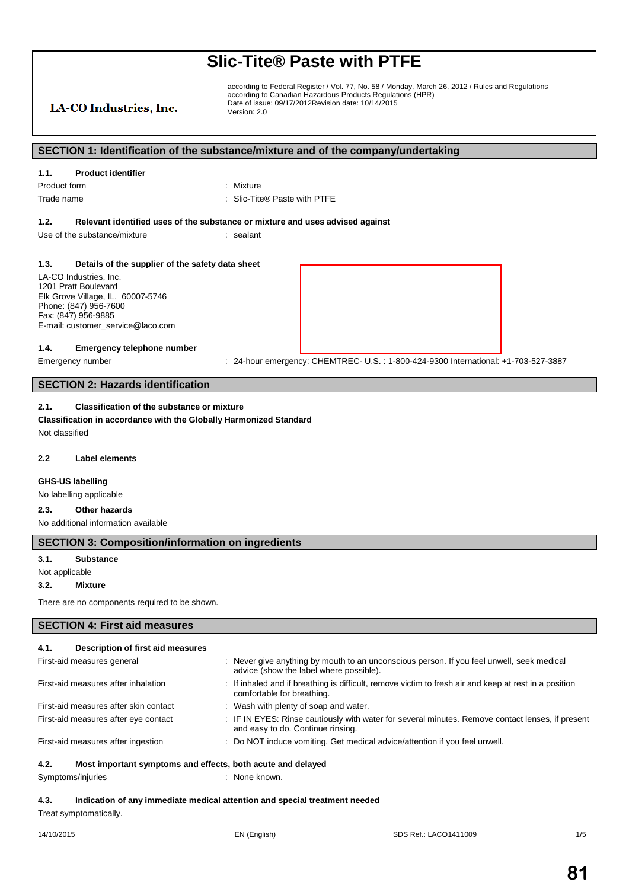# Slic-Tite® Paste with PTFE

LA-CO Industries, Inc.

according to Federal Register / Vol. 77, No. 58 / Monday, March 26, 2012 / Rules and Regulations
according to Canadian Hazardous Products Regulations (HPR)
Date of issue: 09/17/2012Revision date: 10/14/2015
Version: 2.0

## SECTION 1: Identification of the substance/mixture and of the company/undertaking

### 1.1. Product identifier

Product form : Mixture

Trade name : Slic-Tite® Paste with PTFE

### 1.2. Relevant identified uses of the substance or mixture and uses advised against

Use of the substance/mixture : sealant

### 1.3. Details of the supplier of the safety data sheet

LA-CO Industries, Inc.
1201 Pratt Boulevard
Elk Grove Village, IL. 60007-5746
Phone: (847) 956-7600
Fax: (847) 956-9885
E-mail: customer_service@laco.com

### 1.4. Emergency telephone number

Emergency number : 24-hour emergency: CHEMTREC- U.S. : 1-800-424-9300 International: +1-703-527-3887

## SECTION 2: Hazards identification

### 2.1. Classification of the substance or mixture

**Classification in accordance with the Globally Harmonized Standard**

Not classified

### 2.2 Label elements

**GHS-US labelling**

No labelling applicable

### 2.3. Other hazards

No additional information available

## SECTION 3: Composition/information on ingredients

### 3.1. Substance

Not applicable

### 3.2. Mixture

There are no components required to be shown.

## SECTION 4: First aid measures

### 4.1. Description of first aid measures

First-aid measures general : Never give anything by mouth to an unconscious person. If you feel unwell, seek medical advice (show the label where possible).

First-aid measures after inhalation : If inhaled and if breathing is difficult, remove victim to fresh air and keep at rest in a position comfortable for breathing.

First-aid measures after skin contact : Wash with plenty of soap and water.

First-aid measures after eye contact : IF IN EYES: Rinse cautiously with water for several minutes. Remove contact lenses, if present and easy to do. Continue rinsing.

First-aid measures after ingestion : Do NOT induce vomiting. Get medical advice/attention if you feel unwell.

### 4.2. Most important symptoms and effects, both acute and delayed

Symptoms/injuries : None known.

### 4.3. Indication of any immediate medical attention and special treatment needed

Treat symptomatically.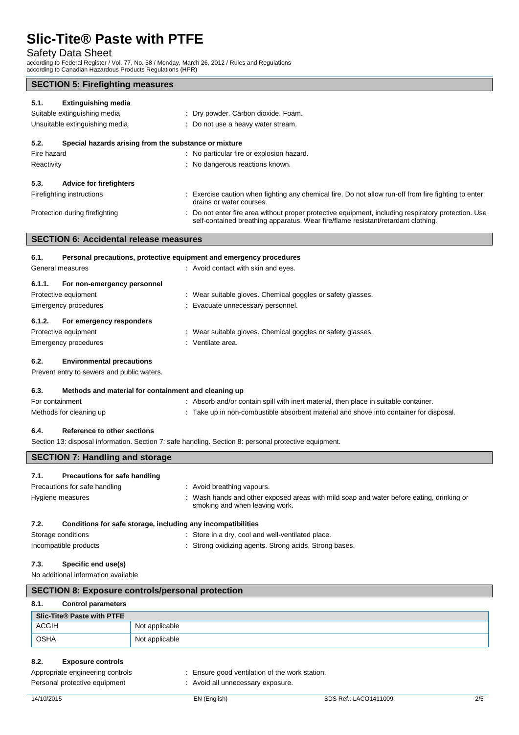## SECTION 5: Firefighting measures

### 5.1. Extinguishing media

Suitable extinguishing media : Dry powder. Carbon dioxide. Foam.

Unsuitable extinguishing media : Do not use a heavy water stream.

### 5.2. Special hazards arising from the substance or mixture

Fire hazard : No particular fire or explosion hazard.

Reactivity : No dangerous reactions known.

### 5.3. Advice for firefighters

Firefighting instructions : Exercise caution when fighting any chemical fire. Do not allow run-off from fire fighting to enter drains or water courses.

Protection during firefighting : Do not enter fire area without proper protective equipment, including respiratory protection. Use self-contained breathing apparatus. Wear fire/flame resistant/retardant clothing.

## SECTION 6: Accidental release measures

### 6.1. Personal precautions, protective equipment and emergency procedures

General measures : Avoid contact with skin and eyes.

#### 6.1.1. For non-emergency personnel

Protective equipment : Wear suitable gloves. Chemical goggles or safety glasses.

Emergency procedures : Evacuate unnecessary personnel.

#### 6.1.2. For emergency responders

Protective equipment : Wear suitable gloves. Chemical goggles or safety glasses.

Emergency procedures : Ventilate area.

### 6.2. Environmental precautions

Prevent entry to sewers and public waters.

### 6.3. Methods and material for containment and cleaning up

For containment : Absorb and/or contain spill with inert material, then place in suitable container.

Methods for cleaning up : Take up in non-combustible absorbent material and shove into container for disposal.

### 6.4. Reference to other sections

Section 13: disposal information. Section 7: safe handling. Section 8: personal protective equipment.

## SECTION 7: Handling and storage

### 7.1. Precautions for safe handling

Precautions for safe handling : Avoid breathing vapours.

Hygiene measures : Wash hands and other exposed areas with mild soap and water before eating, drinking or smoking and when leaving work.

### 7.2. Conditions for safe storage, including any incompatibilities

Storage conditions : Store in a dry, cool and well-ventilated place.

Incompatible products : Strong oxidizing agents. Strong acids. Strong bases.

### 7.3. Specific end use(s)

No additional information available

## SECTION 8: Exposure controls/personal protection

### 8.1. Control parameters

| Slic-Tite® Paste with PTFE | |
|---|---|
| ACGIH | Not applicable |
| OSHA | Not applicable |

### 8.2. Exposure controls

Appropriate engineering controls : Ensure good ventilation of the work station.

Personal protective equipment : Avoid all unnecessary exposure.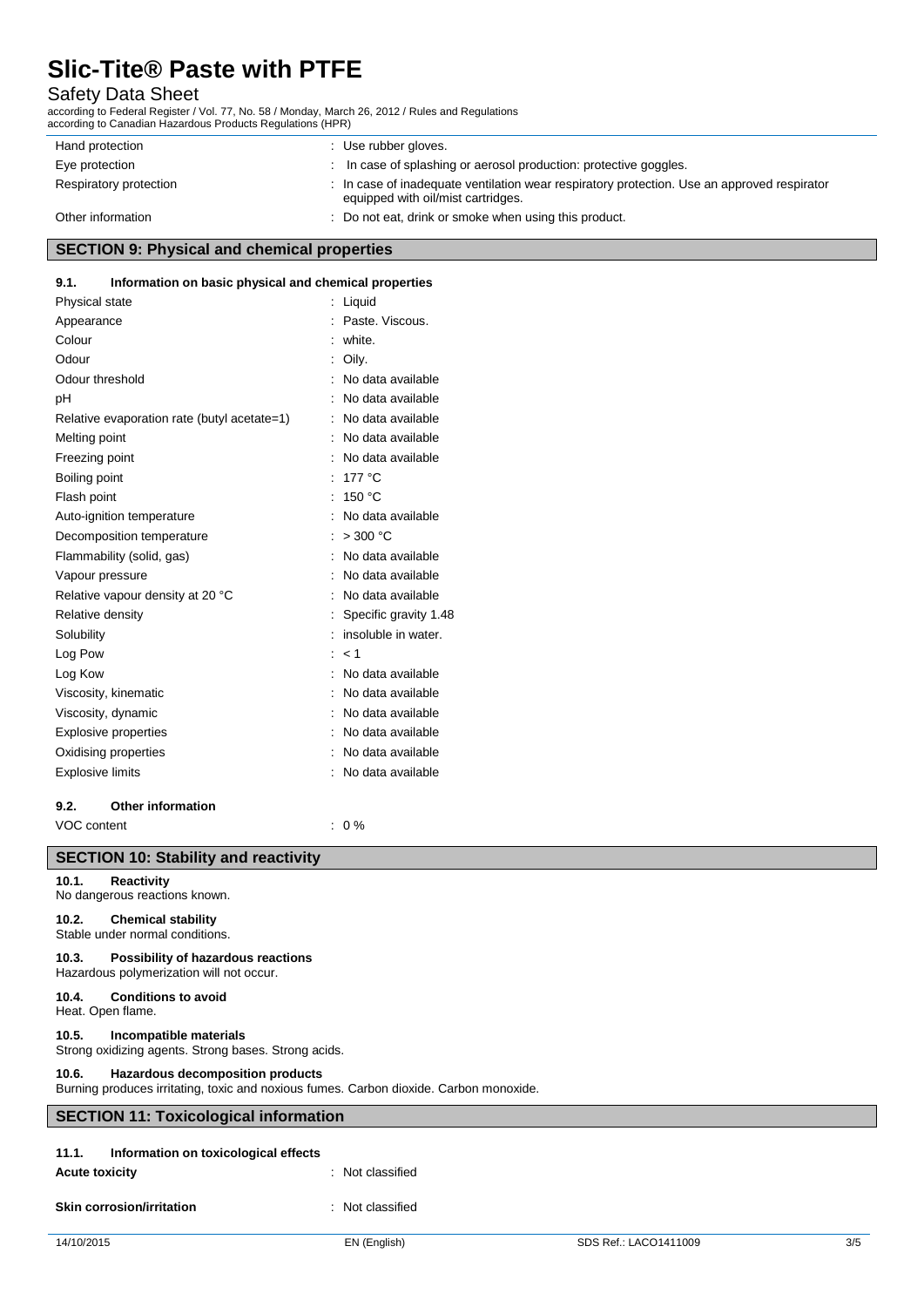| | |
|---|---|
| Hand protection | : Use rubber gloves. |
| Eye protection | : In case of splashing or aerosol production: protective goggles. |
| Respiratory protection | : In case of inadequate ventilation wear respiratory protection. Use an approved respirator equipped with oil/mist cartridges. |
| Other information | : Do not eat, drink or smoke when using this product. |

## SECTION 9: Physical and chemical properties

### 9.1. Information on basic physical and chemical properties

| | |
|---|---|
| Physical state | : Liquid |
| Appearance | : Paste. Viscous. |
| Colour | : white. |
| Odour | : Oily. |
| Odour threshold | : No data available |
| pH | : No data available |
| Relative evaporation rate (butyl acetate=1) | : No data available |
| Melting point | : No data available |
| Freezing point | : No data available |
| Boiling point | : 177 °C |
| Flash point | : 150 °C |
| Auto-ignition temperature | : No data available |
| Decomposition temperature | : > 300 °C |
| Flammability (solid, gas) | : No data available |
| Vapour pressure | : No data available |
| Relative vapour density at 20 °C | : No data available |
| Relative density | : Specific gravity 1.48 |
| Solubility | : insoluble in water. |
| Log Pow | : < 1 |
| Log Kow | : No data available |
| Viscosity, kinematic | : No data available |
| Viscosity, dynamic | : No data available |
| Explosive properties | : No data available |
| Oxidising properties | : No data available |
| Explosive limits | : No data available |

### 9.2. Other information

| | |
|---|---|
| VOC content | : 0 % |

## SECTION 10: Stability and reactivity

**10.1. Reactivity**
No dangerous reactions known.

**10.2. Chemical stability**
Stable under normal conditions.

**10.3. Possibility of hazardous reactions**
Hazardous polymerization will not occur.

**10.4. Conditions to avoid**
Heat. Open flame.

**10.5. Incompatible materials**
Strong oxidizing agents. Strong bases. Strong acids.

**10.6. Hazardous decomposition products**
Burning produces irritating, toxic and noxious fumes. Carbon dioxide. Carbon monoxide.

## SECTION 11: Toxicological information

### 11.1. Information on toxicological effects

| | |
|---|---|
| **Acute toxicity** | : Not classified |
| **Skin corrosion/irritation** | : Not classified |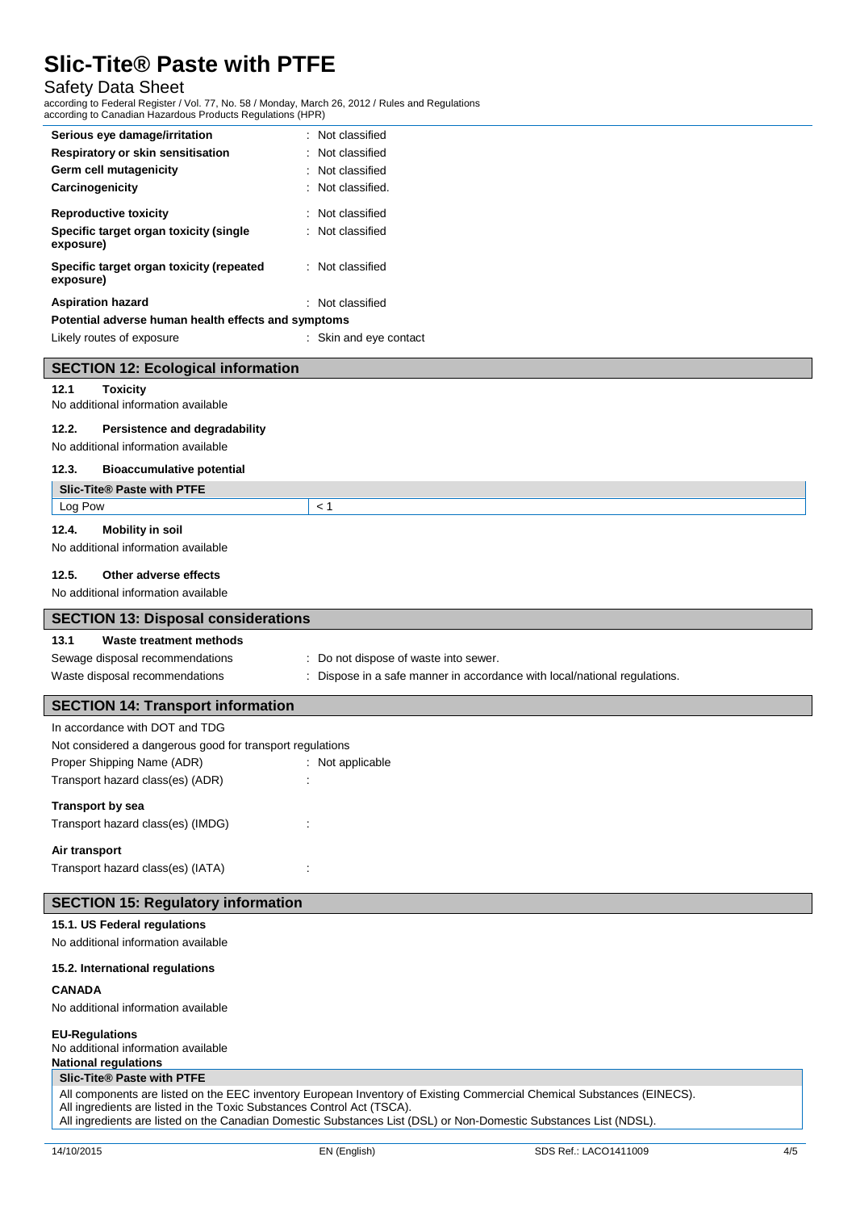| | |
|---|---|
| **Serious eye damage/irritation** | : Not classified |
| **Respiratory or skin sensitisation** | : Not classified |
| **Germ cell mutagenicity** | : Not classified |
| **Carcinogenicity** | : Not classified. |
| **Reproductive toxicity** | : Not classified |
| **Specific target organ toxicity (single exposure)** | : Not classified |
| **Specific target organ toxicity (repeated exposure)** | : Not classified |
| **Aspiration hazard** | : Not classified |

**Potential adverse human health effects and symptoms**

Likely routes of exposure : Skin and eye contact

## SECTION 12: Ecological information

### 12.1 Toxicity

No additional information available

### 12.2. Persistence and degradability

No additional information available

### 12.3. Bioaccumulative potential

| Slic-Tite® Paste with PTFE | |
|---|---|
| Log Pow | < 1 |

### 12.4. Mobility in soil

No additional information available

### 12.5. Other adverse effects

No additional information available

## SECTION 13: Disposal considerations

### 13.1 Waste treatment methods

Sewage disposal recommendations : Do not dispose of waste into sewer.

Waste disposal recommendations : Dispose in a safe manner in accordance with local/national regulations.

## SECTION 14: Transport information

In accordance with DOT and TDG

Not considered a dangerous good for transport regulations

Proper Shipping Name (ADR) : Not applicable

Transport hazard class(es) (ADR) :

**Transport by sea**

Transport hazard class(es) (IMDG) :

**Air transport**

Transport hazard class(es) (IATA) :

## SECTION 15: Regulatory information

### 15.1. US Federal regulations

No additional information available

### 15.2. International regulations

**CANADA**

No additional information available

**EU-Regulations**

No additional information available

**National regulations**

**Slic-Tite® Paste with PTFE**

All components are listed on the EEC inventory European Inventory of Existing Commercial Chemical Substances (EINECS).
All ingredients are listed in the Toxic Substances Control Act (TSCA).
All ingredients are listed on the Canadian Domestic Substances List (DSL) or Non-Domestic Substances List (NDSL).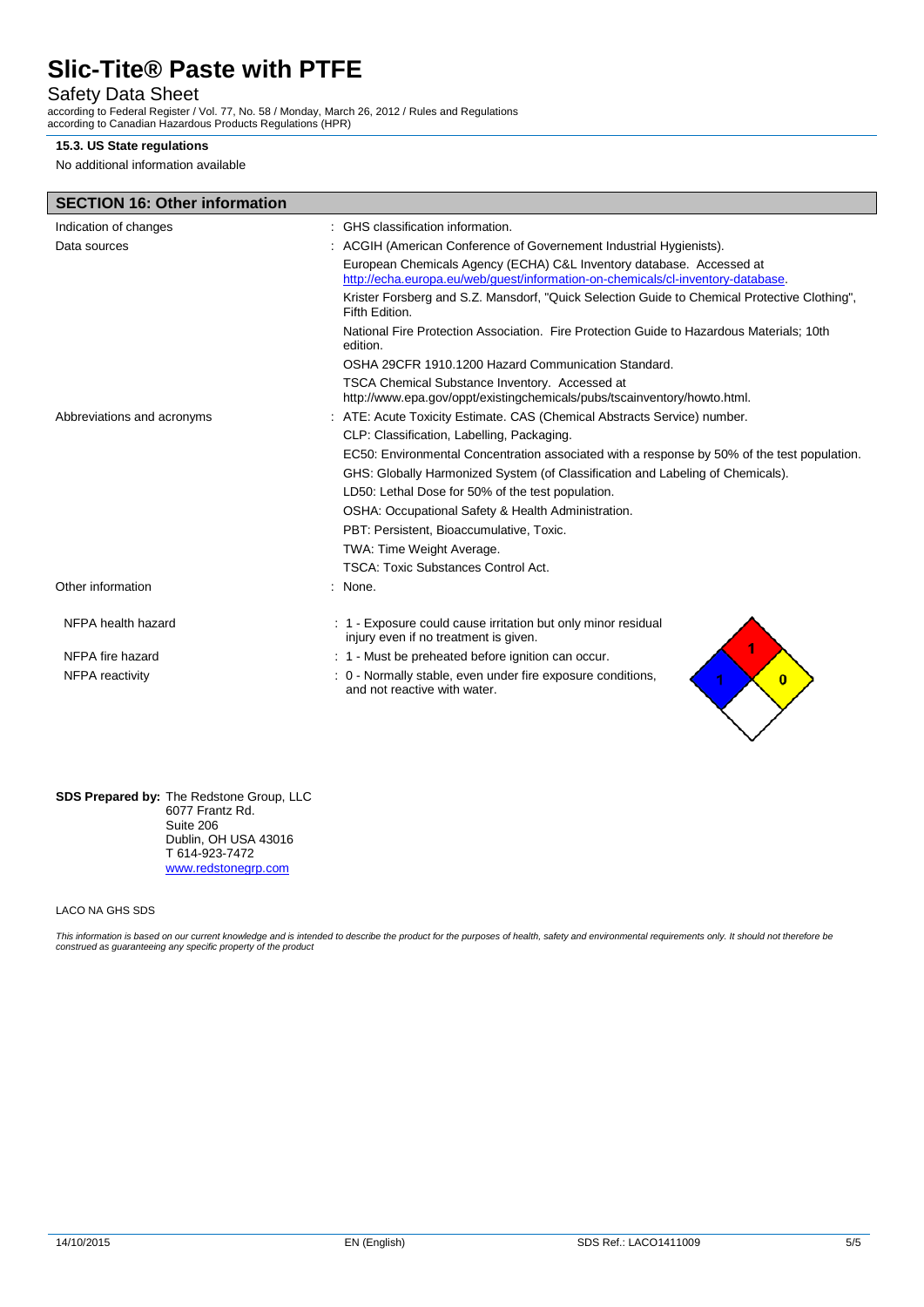### 15.3. US State regulations

No additional information available

## SECTION 16: Other information

| | |
|---|---|
| Indication of changes | : GHS classification information. |
| Data sources | : ACGIH (American Conference of Governement Industrial Hygienists). |
| | European Chemicals Agency (ECHA) C&L Inventory database. Accessed at http://echa.europa.eu/web/guest/information-on-chemicals/cl-inventory-database. |
| | Krister Forsberg and S.Z. Mansdorf, "Quick Selection Guide to Chemical Protective Clothing", Fifth Edition. |
| | National Fire Protection Association. Fire Protection Guide to Hazardous Materials; 10th edition. |
| | OSHA 29CFR 1910.1200 Hazard Communication Standard. |
| | TSCA Chemical Substance Inventory. Accessed at http://www.epa.gov/oppt/existingchemicals/pubs/tscainventory/howto.html. |
| Abbreviations and acronyms | : ATE: Acute Toxicity Estimate. CAS (Chemical Abstracts Service) number. |
| | CLP: Classification, Labelling, Packaging. |
| | EC50: Environmental Concentration associated with a response by 50% of the test population. |
| | GHS: Globally Harmonized System (of Classification and Labeling of Chemicals). |
| | LD50: Lethal Dose for 50% of the test population. |
| | OSHA: Occupational Safety & Health Administration. |
| | PBT: Persistent, Bioaccumulative, Toxic. |
| | TWA: Time Weight Average. |
| | TSCA: Toxic Substances Control Act. |
| Other information | : None. |
| NFPA health hazard | : 1 - Exposure could cause irritation but only minor residual injury even if no treatment is given. |
| NFPA fire hazard | : 1 - Must be preheated before ignition can occur. |
| NFPA reactivity | : 0 - Normally stable, even under fire exposure conditions, and not reactive with water. |

1
1
0

**SDS Prepared by:** The Redstone Group, LLC
6077 Frantz Rd.
Suite 206
Dublin, OH USA 43016
T 614-923-7472
www.redstonegrp.com

LACO NA GHS SDS

*This information is based on our current knowledge and is intended to describe the product for the purposes of health, safety and environmental requirements only. It should not therefore be construed as guaranteeing any specific property of the product*